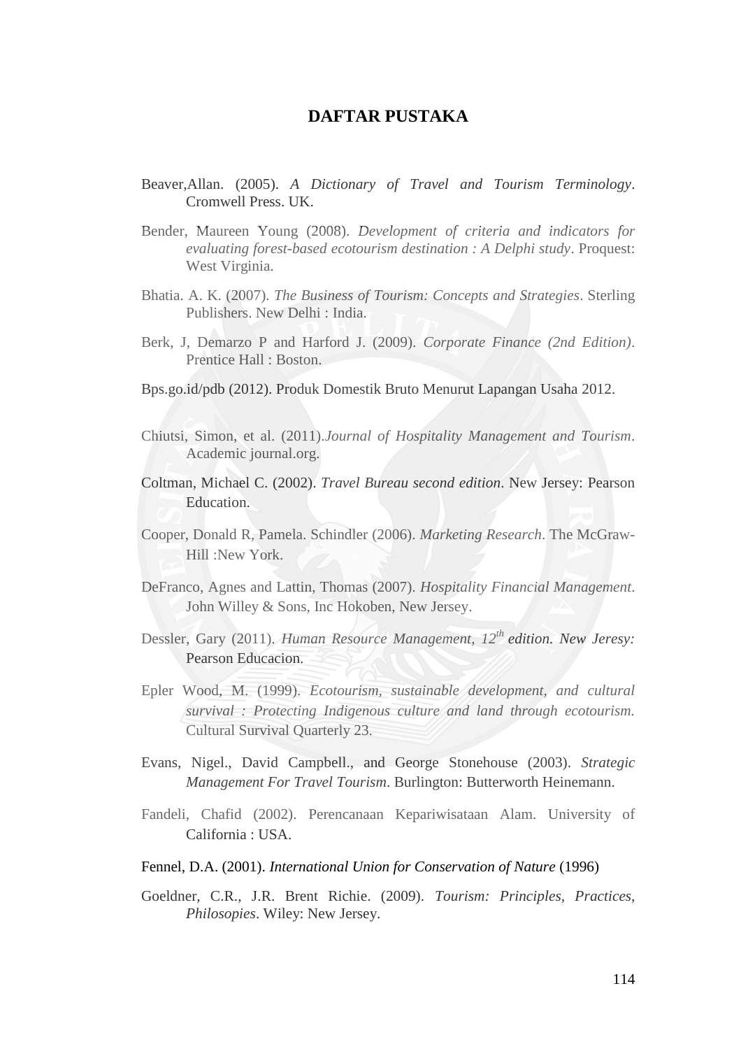# DAFTAR PUSTAKA

Beaver,Allan. (2005). *A Dictionary of Travel and Tourism Terminology*. Cromwell Press. UK.

Bender, Maureen Young (2008). *Development of criteria and indicators for evaluating forest-based ecotourism destination : A Delphi study*. Proquest: West Virginia.

Bhatia. A. K. (2007). *The Business of Tourism: Concepts and Strategies*. Sterling Publishers. New Delhi : India.

Berk, J, Demarzo P and Harford J. (2009). *Corporate Finance (2nd Edition)*. Prentice Hall : Boston.

Bps.go.id/pdb (2012). Produk Domestik Bruto Menurut Lapangan Usaha 2012.

Chiutsi, Simon, et al. (2011).*Journal of Hospitality Management and Tourism*. Academic journal.org.

Coltman, Michael C. (2002). *Travel Bureau second edition*. New Jersey: Pearson Education.

Cooper, Donald R, Pamela. Schindler (2006). *Marketing Research*. The McGraw-Hill :New York.

DeFranco, Agnes and Lattin, Thomas (2007). *Hospitality Financial Management*. John Willey & Sons, Inc Hokoben, New Jersey.

Dessler, Gary (2011). *Human Resource Management, 12th edition. New Jeresy:* Pearson Educacion.

Epler Wood, M. (1999). *Ecotourism, sustainable development, and cultural survival : Protecting Indigenous culture and land through ecotourism.* Cultural Survival Quarterly 23.

Evans, Nigel., David Campbell., and George Stonehouse (2003). *Strategic Management For Travel Tourism*. Burlington: Butterworth Heinemann.

Fandeli, Chafid (2002). Perencanaan Kepariwisataan Alam. University of California : USA.

Fennel, D.A. (2001). *International Union for Conservation of Nature* (1996)

Goeldner, C.R., J.R. Brent Richie. (2009). *Tourism: Principles, Practices, Philosopies*. Wiley: New Jersey.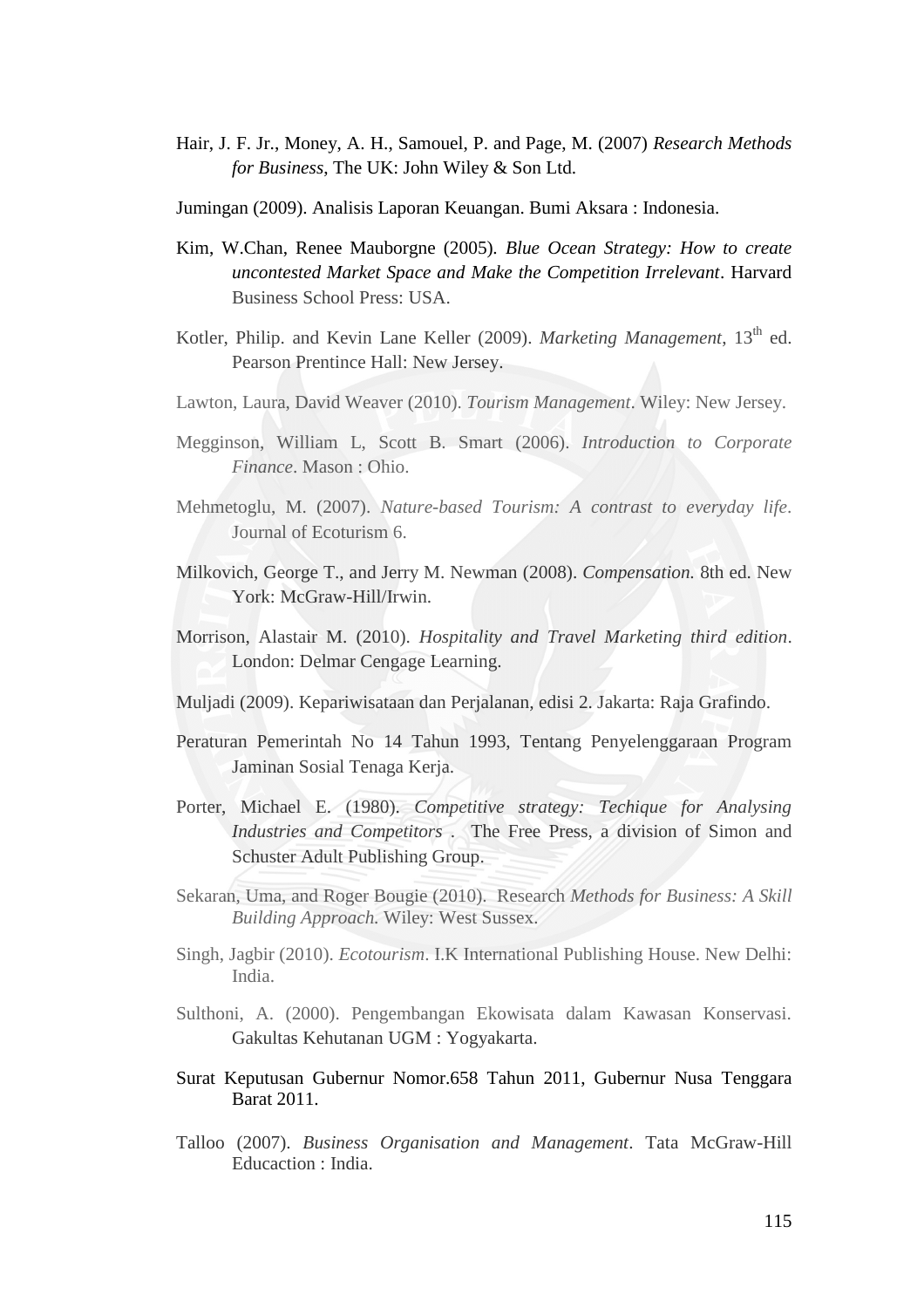Hair, J. F. Jr., Money, A. H., Samouel, P. and Page, M. (2007) *Research Methods for Business*, The UK: John Wiley & Son Ltd.

Jumingan (2009). Analisis Laporan Keuangan. Bumi Aksara : Indonesia.

Kim, W.Chan, Renee Mauborgne (2005). *Blue Ocean Strategy: How to create uncontested Market Space and Make the Competition Irrelevant*. Harvard Business School Press: USA.

Kotler, Philip. and Kevin Lane Keller (2009). *Marketing Management*, 13th ed. Pearson Prentince Hall: New Jersey.

Lawton, Laura, David Weaver (2010). *Tourism Management*. Wiley: New Jersey.

Megginson, William L, Scott B. Smart (2006). *Introduction to Corporate Finance*. Mason : Ohio.

Mehmetoglu, M. (2007). *Nature-based Tourism: A contrast to everyday life*. Journal of Ecoturism 6.

Milkovich, George T., and Jerry M. Newman (2008). *Compensation.* 8th ed. New York: McGraw-Hill/Irwin.

Morrison, Alastair M. (2010). *Hospitality and Travel Marketing third edition*. London: Delmar Cengage Learning.

Muljadi (2009). Kepariwisataan dan Perjalanan, edisi 2. Jakarta: Raja Grafindo.

Peraturan Pemerintah No 14 Tahun 1993, Tentang Penyelenggaraan Program Jaminan Sosial Tenaga Kerja.

Porter, Michael E. (1980). *Competitive strategy: Techique for Analysing Industries and Competitors* . The Free Press, a division of Simon and Schuster Adult Publishing Group.

Sekaran, Uma, and Roger Bougie (2010). Research *Methods for Business: A Skill Building Approach.* Wiley: West Sussex.

Singh, Jagbir (2010). *Ecotourism*. I.K International Publishing House. New Delhi: India.

Sulthoni, A. (2000). Pengembangan Ekowisata dalam Kawasan Konservasi. Gakultas Kehutanan UGM : Yogyakarta.

Surat Keputusan Gubernur Nomor.658 Tahun 2011, Gubernur Nusa Tenggara Barat 2011.

Talloo (2007). *Business Organisation and Management*. Tata McGraw-Hill Educaction : India.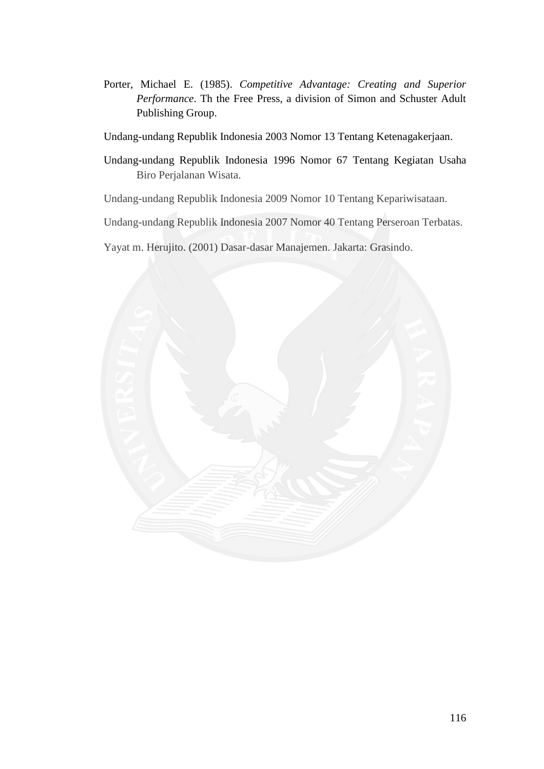Porter, Michael E. (1985). *Competitive Advantage: Creating and Superior Performance*. Th the Free Press, a division of Simon and Schuster Adult Publishing Group.

Undang-undang Republik Indonesia 2003 Nomor 13 Tentang Ketenagakerjaan.

Undang-undang Republik Indonesia 1996 Nomor 67 Tentang Kegiatan Usaha Biro Perjalanan Wisata.

Undang-undang Republik Indonesia 2009 Nomor 10 Tentang Kepariwisataan.

Undang-undang Republik Indonesia 2007 Nomor 40 Tentang Perseroan Terbatas.

Yayat m. Herujito. (2001) Dasar-dasar Manajemen. Jakarta: Grasindo.